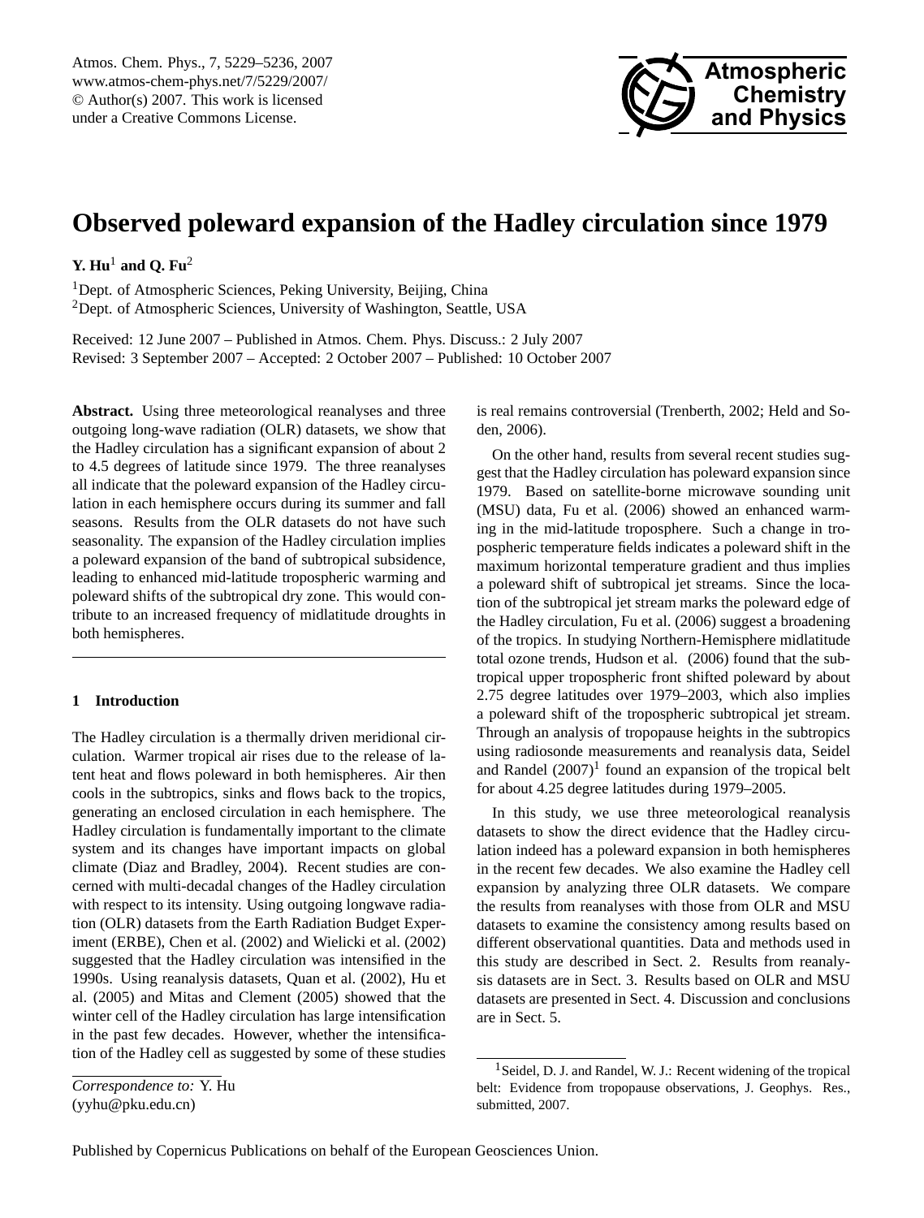# Observed poleward expansion of the Hadley circulation since 1979

**Y. Hu**[1] **and Q. Fu**[2]

[1]Dept. of Atmospheric Sciences, Peking University, Beijing, China
[2]Dept. of Atmospheric Sciences, University of Washington, Seattle, USA

Received: 12 June 2007 – Published in Atmos. Chem. Phys. Discuss.: 2 July 2007
Revised: 3 September 2007 – Accepted: 2 October 2007 – Published: 10 October 2007

**Abstract.** Using three meteorological reanalyses and three outgoing long-wave radiation (OLR) datasets, we show that the Hadley circulation has a significant expansion of about 2 to 4.5 degrees of latitude since 1979. The three reanalyses all indicate that the poleward expansion of the Hadley circulation in each hemisphere occurs during its summer and fall seasons. Results from the OLR datasets do not have such seasonality. The expansion of the Hadley circulation implies a poleward expansion of the band of subtropical subsidence, leading to enhanced mid-latitude tropospheric warming and poleward shifts of the subtropical dry zone. This would contribute to an increased frequency of midlatitude droughts in both hemispheres.

## 1 Introduction

The Hadley circulation is a thermally driven meridional circulation. Warmer tropical air rises due to the release of latent heat and flows poleward in both hemispheres. Air then cools in the subtropics, sinks and flows back to the tropics, generating an enclosed circulation in each hemisphere. The Hadley circulation is fundamentally important to the climate system and its changes have important impacts on global climate (Diaz and Bradley, 2004). Recent studies are concerned with multi-decadal changes of the Hadley circulation with respect to its intensity. Using outgoing longwave radiation (OLR) datasets from the Earth Radiation Budget Experiment (ERBE), Chen et al. (2002) and Wielicki et al. (2002) suggested that the Hadley circulation was intensified in the 1990s. Using reanalysis datasets, Quan et al. (2002), Hu et al. (2005) and Mitas and Clement (2005) showed that the winter cell of the Hadley circulation has large intensification in the past few decades. However, whether the intensification of the Hadley cell as suggested by some of these studies is real remains controversial (Trenberth, 2002; Held and Soden, 2006).

On the other hand, results from several recent studies suggest that the Hadley circulation has poleward expansion since 1979. Based on satellite-borne microwave sounding unit (MSU) data, Fu et al. (2006) showed an enhanced warming in the mid-latitude troposphere. Such a change in tropospheric temperature fields indicates a poleward shift in the maximum horizontal temperature gradient and thus implies a poleward shift of subtropical jet streams. Since the location of the subtropical jet stream marks the poleward edge of the Hadley circulation, Fu et al. (2006) suggest a broadening of the tropics. In studying Northern-Hemisphere midlatitude total ozone trends, Hudson et al. (2006) found that the subtropical upper tropospheric front shifted poleward by about 2.75 degree latitudes over 1979–2003, which also implies a poleward shift of the tropospheric subtropical jet stream. Through an analysis of tropopause heights in the subtropics using radiosonde measurements and reanalysis data, Seidel and Randel (2007)[1] found an expansion of the tropical belt for about 4.25 degree latitudes during 1979–2005.

In this study, we use three meteorological reanalysis datasets to show the direct evidence that the Hadley circulation indeed has a poleward expansion in both hemispheres in the recent few decades. We also examine the Hadley cell expansion by analyzing three OLR datasets. We compare the results from reanalyses with those from OLR and MSU datasets to examine the consistency among results based on different observational quantities. Data and methods used in this study are described in Sect. 2. Results from reanalysis datasets are in Sect. 3. Results based on OLR and MSU datasets are presented in Sect. 4. Discussion and conclusions are in Sect. 5.

*Correspondence to:* Y. Hu
(yyhu@pku.edu.cn)

[1]Seidel, D. J. and Randel, W. J.: Recent widening of the tropical belt: Evidence from tropopause observations, J. Geophys. Res., submitted, 2007.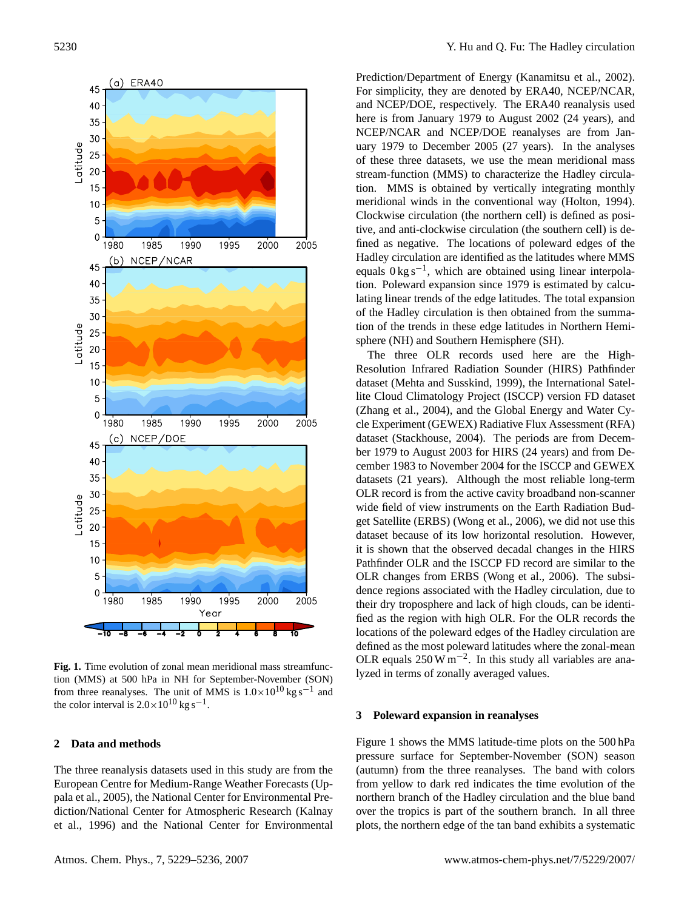**Fig. 1.** Time evolution of zonal mean meridional mass streamfunction (MMS) at 500 hPa in NH for September-November (SON) from three reanalyses. The unit of MMS is $1.0 \times 10^{10}$ kg s$^{-1}$ and the color interval is $2.0 \times 10^{10}$ kg s$^{-1}$.

## 2 Data and methods

The three reanalysis datasets used in this study are from the European Centre for Medium-Range Weather Forecasts (Uppala et al., 2005), the National Center for Environmental Prediction/National Center for Atmospheric Research (Kalnay et al., 1996) and the National Center for Environmental Prediction/Department of Energy (Kanamitsu et al., 2002). For simplicity, they are denoted by ERA40, NCEP/NCAR, and NCEP/DOE, respectively. The ERA40 reanalysis used here is from January 1979 to August 2002 (24 years), and NCEP/NCAR and NCEP/DOE reanalyses are from January 1979 to December 2005 (27 years). In the analyses of these three datasets, we use the mean meridional mass stream-function (MMS) to characterize the Hadley circulation. MMS is obtained by vertically integrating monthly meridional winds in the conventional way (Holton, 1994). Clockwise circulation (the northern cell) is defined as positive, and anti-clockwise circulation (the southern cell) is defined as negative. The locations of poleward edges of the Hadley circulation are identified as the latitudes where MMS equals 0 kg s$^{-1}$, which are obtained using linear interpolation. Poleward expansion since 1979 is estimated by calculating linear trends of the edge latitudes. The total expansion of the Hadley circulation is then obtained from the summation of the trends in these edge latitudes in Northern Hemisphere (NH) and Southern Hemisphere (SH).

The three OLR records used here are the High-Resolution Infrared Radiation Sounder (HIRS) Pathfinder dataset (Mehta and Susskind, 1999), the International Satellite Cloud Climatology Project (ISCCP) version FD dataset (Zhang et al., 2004), and the Global Energy and Water Cycle Experiment (GEWEX) Radiative Flux Assessment (RFA) dataset (Stackhouse, 2004). The periods are from December 1979 to August 2003 for HIRS (24 years) and from December 1983 to November 2004 for the ISCCP and GEWEX datasets (21 years). Although the most reliable long-term OLR record is from the active cavity broadband non-scanner wide field of view instruments on the Earth Radiation Budget Satellite (ERBS) (Wong et al., 2006), we did not use this dataset because of its low horizontal resolution. However, it is shown that the observed decadal changes in the HIRS Pathfinder OLR and the ISCCP FD record are similar to the OLR changes from ERBS (Wong et al., 2006). The subsidence regions associated with the Hadley circulation, due to their dry troposphere and lack of high clouds, can be identified as the region with high OLR. For the OLR records the locations of the poleward edges of the Hadley circulation are defined as the most poleward latitudes where the zonal-mean OLR equals 250 W m$^{-2}$. In this study all variables are analyzed in terms of zonally averaged values.

## 3 Poleward expansion in reanalyses

Figure 1 shows the MMS latitude-time plots on the 500 hPa pressure surface for September-November (SON) season (autumn) from the three reanalyses. The band with colors from yellow to dark red indicates the time evolution of the northern branch of the Hadley circulation and the blue band over the tropics is part of the southern branch. In all three plots, the northern edge of the tan band exhibits a systematic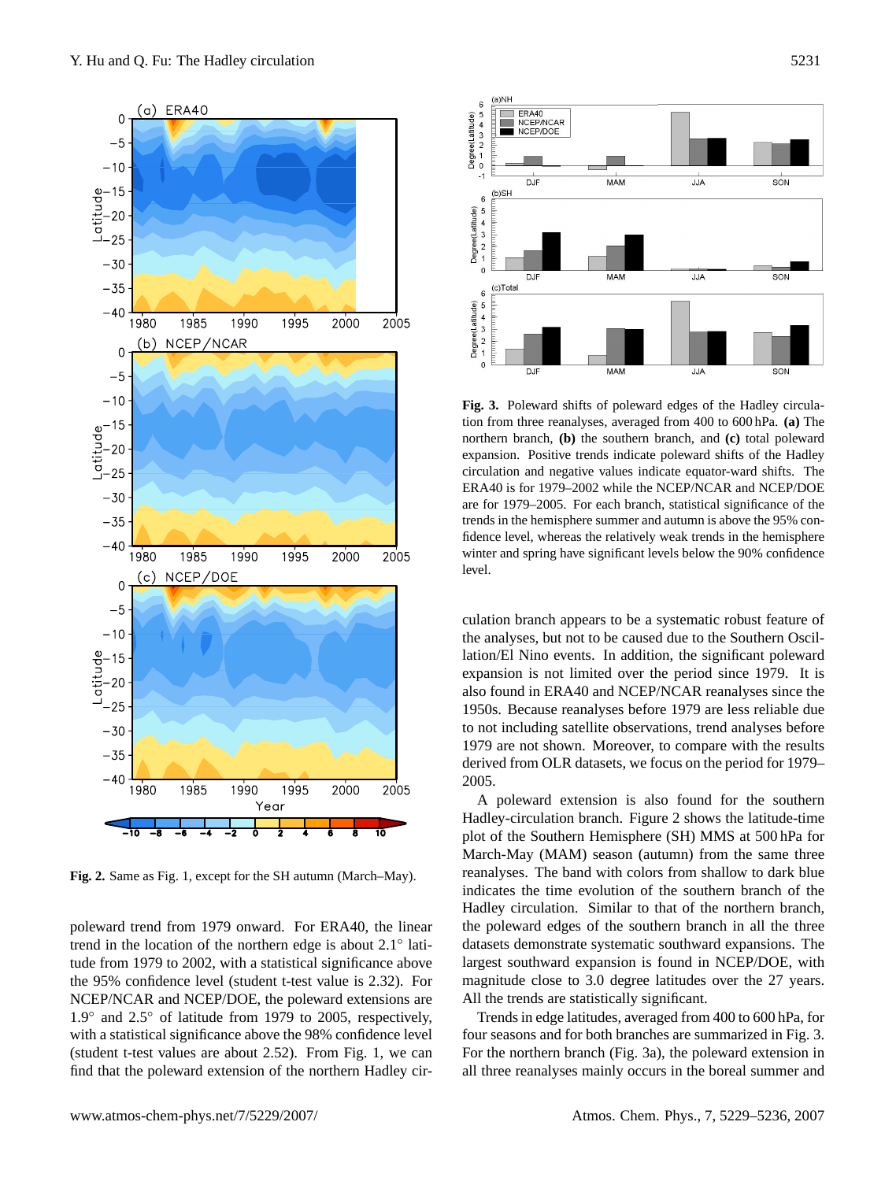Fig. 2. Same as Fig. 1, except for the SH autumn (March–May).

poleward trend from 1979 onward. For ERA40, the linear trend in the location of the northern edge is about 2.1° latitude from 1979 to 2002, with a statistical significance above the 95% confidence level (student t-test value is 2.32). For NCEP/NCAR and NCEP/DOE, the poleward extensions are 1.9° and 2.5° of latitude from 1979 to 2005, respectively, with a statistical significance above the 98% confidence level (student t-test values are about 2.52). From Fig. 1, we can find that the poleward extension of the northern Hadley circulation branch appears to be a systematic robust feature of the analyses, but not to be caused due to the Southern Oscillation/El Nino events. In addition, the significant poleward expansion is not limited over the period since 1979. It is also found in ERA40 and NCEP/NCAR reanalyses since the 1950s. Because reanalyses before 1979 are less reliable due to not including satellite observations, trend analyses before 1979 are not shown. Moreover, to compare with the results derived from OLR datasets, we focus on the period for 1979–2005.

Fig. 3. Poleward shifts of poleward edges of the Hadley circulation from three reanalyses, averaged from 400 to 600 hPa. **(a)** The northern branch, **(b)** the southern branch, and **(c)** total poleward expansion. Positive trends indicate poleward shifts of the Hadley circulation and negative values indicate equator-ward shifts. The ERA40 is for 1979–2002 while the NCEP/NCAR and NCEP/DOE are for 1979–2005. For each branch, statistical significance of the trends in the hemisphere summer and autumn is above the 95% confidence level, whereas the relatively weak trends in the hemisphere winter and spring have significant levels below the 90% confidence level.

A poleward extension is also found for the southern Hadley-circulation branch. Figure 2 shows the latitude-time plot of the Southern Hemisphere (SH) MMS at 500 hPa for March-May (MAM) season (autumn) from the same three reanalyses. The band with colors from shallow to dark blue indicates the time evolution of the southern branch of the Hadley circulation. Similar to that of the northern branch, the poleward edges of the southern branch in all the three datasets demonstrate systematic southward expansions. The largest southward expansion is found in NCEP/DOE, with magnitude close to 3.0 degree latitudes over the 27 years. All the trends are statistically significant.

Trends in edge latitudes, averaged from 400 to 600 hPa, for four seasons and for both branches are summarized in Fig. 3. For the northern branch (Fig. 3a), the poleward extension in all three reanalyses mainly occurs in the boreal summer and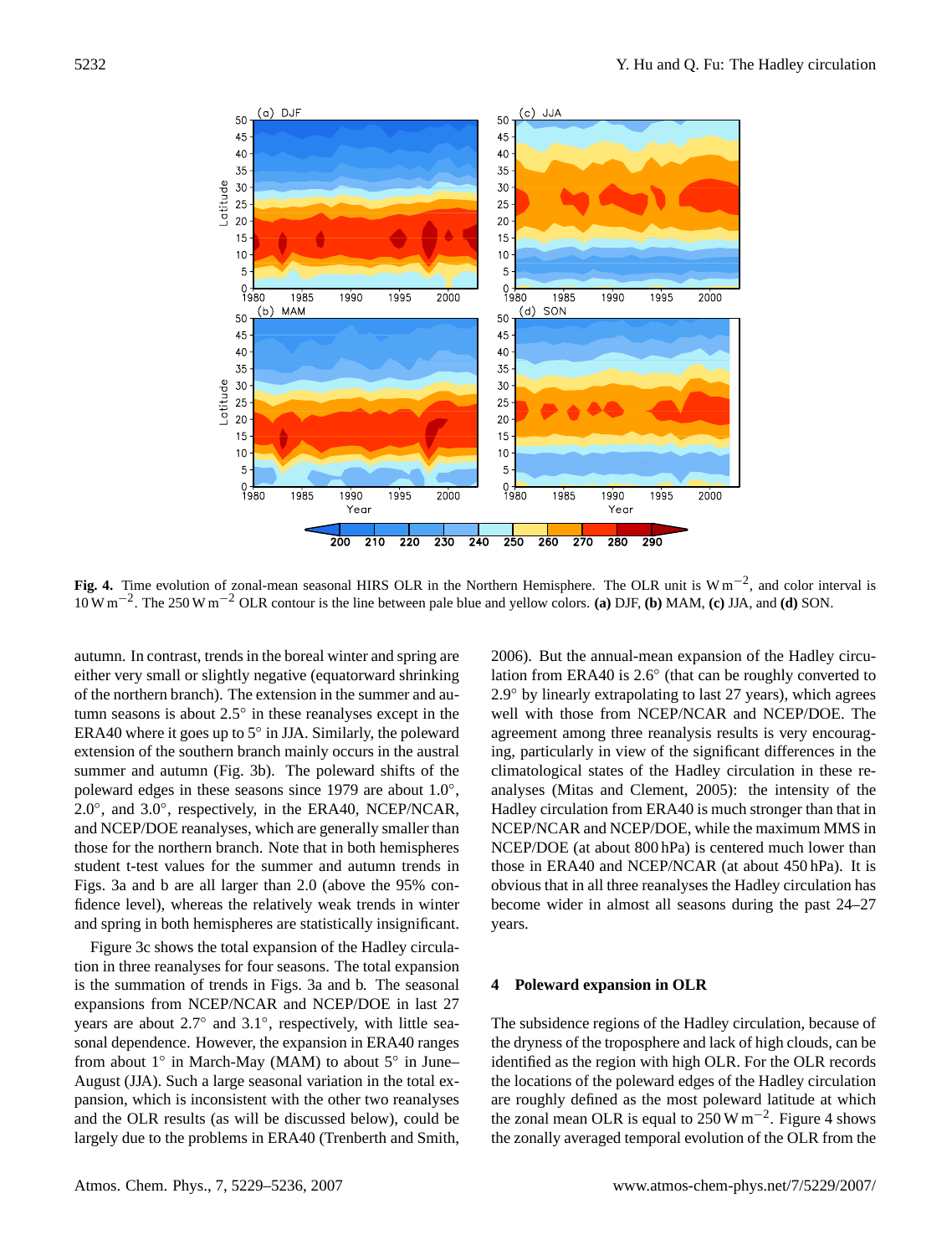**Fig. 4.** Time evolution of zonal-mean seasonal HIRS OLR in the Northern Hemisphere. The OLR unit is $\mathrm{W\,m^{-2}}$, and color interval is $10\,\mathrm{W\,m^{-2}}$. The $250\,\mathrm{W\,m^{-2}}$ OLR contour is the line between pale blue and yellow colors. **(a)** DJF, **(b)** MAM, **(c)** JJA, and **(d)** SON.

autumn. In contrast, trends in the boreal winter and spring are either very small or slightly negative (equatorward shrinking of the northern branch). The extension in the summer and autumn seasons is about 2.5° in these reanalyses except in the ERA40 where it goes up to 5° in JJA. Similarly, the poleward extension of the southern branch mainly occurs in the austral summer and autumn (Fig. 3b). The poleward shifts of the poleward edges in these seasons since 1979 are about 1.0°, 2.0°, and 3.0°, respectively, in the ERA40, NCEP/NCAR, and NCEP/DOE reanalyses, which are generally smaller than those for the northern branch. Note that in both hemispheres student t-test values for the summer and autumn trends in Figs. 3a and b are all larger than 2.0 (above the 95% confidence level), whereas the relatively weak trends in winter and spring in both hemispheres are statistically insignificant.

Figure 3c shows the total expansion of the Hadley circulation in three reanalyses for four seasons. The total expansion is the summation of trends in Figs. 3a and b. The seasonal expansions from NCEP/NCAR and NCEP/DOE in last 27 years are about 2.7° and 3.1°, respectively, with little seasonal dependence. However, the expansion in ERA40 ranges from about 1° in March-May (MAM) to about 5° in June–August (JJA). Such a large seasonal variation in the total expansion, which is inconsistent with the other two reanalyses and the OLR results (as will be discussed below), could be largely due to the problems in ERA40 (Trenberth and Smith, 2006). But the annual-mean expansion of the Hadley circulation from ERA40 is 2.6° (that can be roughly converted to 2.9° by linearly extrapolating to last 27 years), which agrees well with those from NCEP/NCAR and NCEP/DOE. The agreement among three reanalysis results is very encouraging, particularly in view of the significant differences in the climatological states of the Hadley circulation in these reanalyses (Mitas and Clement, 2005): the intensity of the Hadley circulation from ERA40 is much stronger than that in NCEP/NCAR and NCEP/DOE, while the maximum MMS in NCEP/DOE (at about 800 hPa) is centered much lower than those in ERA40 and NCEP/NCAR (at about 450 hPa). It is obvious that in all three reanalyses the Hadley circulation has become wider in almost all seasons during the past 24–27 years.

## 4 Poleward expansion in OLR

The subsidence regions of the Hadley circulation, because of the dryness of the troposphere and lack of high clouds, can be identified as the region with high OLR. For the OLR records the locations of the poleward edges of the Hadley circulation are roughly defined as the most poleward latitude at which the zonal mean OLR is equal to $250\,\mathrm{W\,m^{-2}}$. Figure 4 shows the zonally averaged temporal evolution of the OLR from the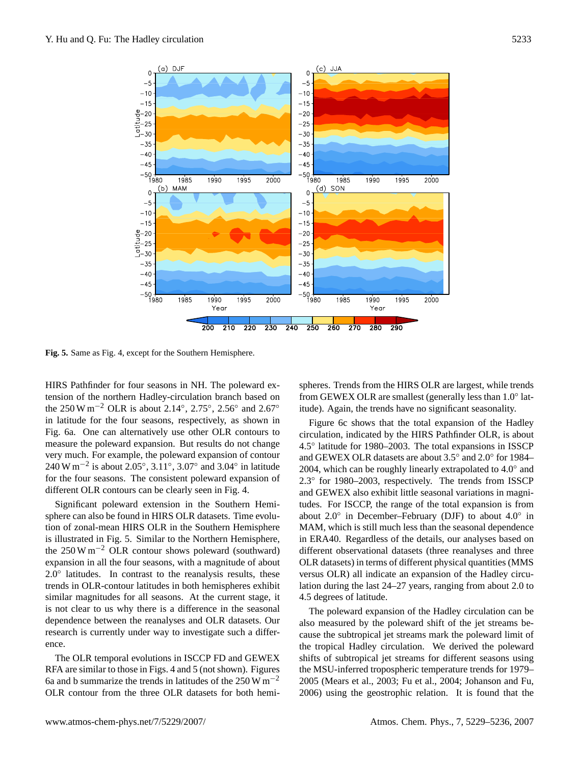**Fig. 5.** Same as Fig. 4, except for the Southern Hemisphere.

HIRS Pathfinder for four seasons in NH. The poleward extension of the northern Hadley-circulation branch based on the 250 W m$^{-2}$ OLR is about 2.14°, 2.75°, 2.56° and 2.67° in latitude for the four seasons, respectively, as shown in Fig. 6a. One can alternatively use other OLR contours to measure the poleward expansion. But results do not change very much. For example, the poleward expansion of contour 240 W m$^{-2}$ is about 2.05°, 3.11°, 3.07° and 3.04° in latitude for the four seasons. The consistent poleward expansion of different OLR contours can be clearly seen in Fig. 4.

Significant poleward extension in the Southern Hemisphere can also be found in HIRS OLR datasets. Time evolution of zonal-mean HIRS OLR in the Southern Hemisphere is illustrated in Fig. 5. Similar to the Northern Hemisphere, the 250 W m$^{-2}$ OLR contour shows poleward (southward) expansion in all the four seasons, with a magnitude of about 2.0° latitudes. In contrast to the reanalysis results, these trends in OLR-contour latitudes in both hemispheres exhibit similar magnitudes for all seasons. At the current stage, it is not clear to us why there is a difference in the seasonal dependence between the reanalyses and OLR datasets. Our research is currently under way to investigate such a difference.

The OLR temporal evolutions in ISCCP FD and GEWEX RFA are similar to those in Figs. 4 and 5 (not shown). Figures 6a and b summarize the trends in latitudes of the 250 W m$^{-2}$ OLR contour from the three OLR datasets for both hemispheres. Trends from the HIRS OLR are largest, while trends from GEWEX OLR are smallest (generally less than 1.0° latitude). Again, the trends have no significant seasonality.

Figure 6c shows that the total expansion of the Hadley circulation, indicated by the HIRS Pathfinder OLR, is about 4.5° latitude for 1980–2003. The total expansions in ISSCP and GEWEX OLR datasets are about 3.5° and 2.0° for 1984–2004, which can be roughly linearly extrapolated to 4.0° and 2.3° for 1980–2003, respectively. The trends from ISSCP and GEWEX also exhibit little seasonal variations in magnitudes. For ISCCP, the range of the total expansion is from about 2.0° in December–February (DJF) to about 4.0° in MAM, which is still much less than the seasonal dependence in ERA40. Regardless of the details, our analyses based on different observational datasets (three reanalyses and three OLR datasets) in terms of different physical quantities (MMS versus OLR) all indicate an expansion of the Hadley circulation during the last 24–27 years, ranging from about 2.0 to 4.5 degrees of latitude.

The poleward expansion of the Hadley circulation can be also measured by the poleward shift of the jet streams because the subtropical jet streams mark the poleward limit of the tropical Hadley circulation. We derived the poleward shifts of subtropical jet streams for different seasons using the MSU-inferred tropospheric temperature trends for 1979–2005 (Mears et al., 2003; Fu et al., 2004; Johanson and Fu, 2006) using the geostrophic relation. It is found that the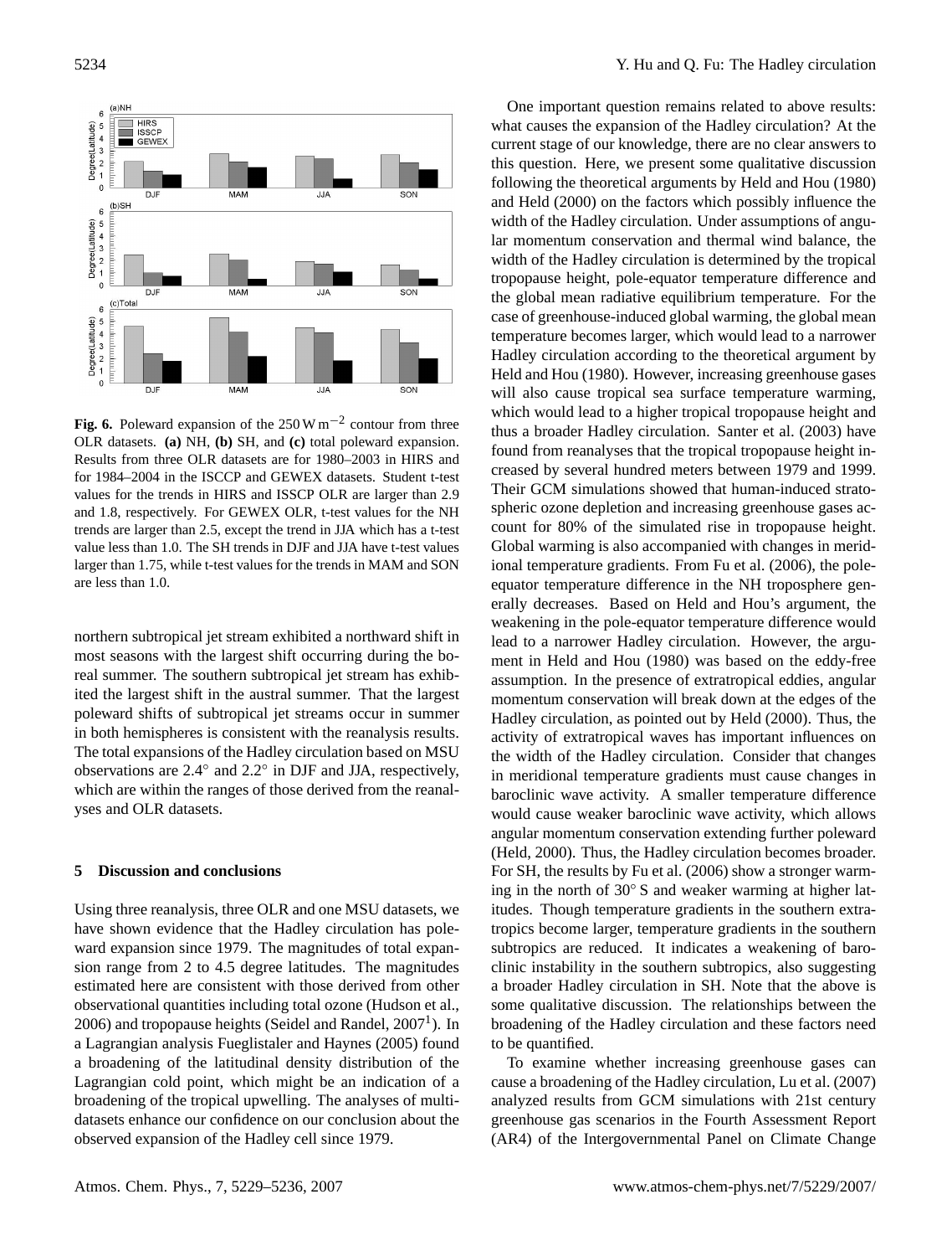**Fig. 6.** Poleward expansion of the 250 W m$^{-2}$ contour from three OLR datasets. **(a)** NH, **(b)** SH, and **(c)** total poleward expansion. Results from three OLR datasets are for 1980–2003 in HIRS and for 1984–2004 in the ISCCP and GEWEX datasets. Student t-test values for the trends in HIRS and ISSCP OLR are larger than 2.9 and 1.8, respectively. For GEWEX OLR, t-test values for the NH trends are larger than 2.5, except the trend in JJA which has a t-test value less than 1.0. The SH trends in DJF and JJA have t-test values larger than 1.75, while t-test values for the trends in MAM and SON are less than 1.0.

northern subtropical jet stream exhibited a northward shift in most seasons with the largest shift occurring during the boreal summer. The southern subtropical jet stream has exhibited the largest shift in the austral summer. That the largest poleward shifts of subtropical jet streams occur in summer in both hemispheres is consistent with the reanalysis results. The total expansions of the Hadley circulation based on MSU observations are 2.4° and 2.2° in DJF and JJA, respectively, which are within the ranges of those derived from the reanalyses and OLR datasets.

## 5 Discussion and conclusions

Using three reanalysis, three OLR and one MSU datasets, we have shown evidence that the Hadley circulation has poleward expansion since 1979. The magnitudes of total expansion range from 2 to 4.5 degree latitudes. The magnitudes estimated here are consistent with those derived from other observational quantities including total ozone (Hudson et al., 2006) and tropopause heights (Seidel and Randel, 2007[1]). In a Lagrangian analysis Fueglistaler and Haynes (2005) found a broadening of the latitudinal density distribution of the Lagrangian cold point, which might be an indication of a broadening of the tropical upwelling. The analyses of multi-datasets enhance our confidence on our conclusion about the observed expansion of the Hadley cell since 1979.

One important question remains related to above results: what causes the expansion of the Hadley circulation? At the current stage of our knowledge, there are no clear answers to this question. Here, we present some qualitative discussion following the theoretical arguments by Held and Hou (1980) and Held (2000) on the factors which possibly influence the width of the Hadley circulation. Under assumptions of angular momentum conservation and thermal wind balance, the width of the Hadley circulation is determined by the tropical tropopause height, pole-equator temperature difference and the global mean radiative equilibrium temperature. For the case of greenhouse-induced global warming, the global mean temperature becomes larger, which would lead to a narrower Hadley circulation according to the theoretical argument by Held and Hou (1980). However, increasing greenhouse gases will also cause tropical sea surface temperature warming, which would lead to a higher tropical tropopause height and thus a broader Hadley circulation. Santer et al. (2003) have found from reanalyses that the tropical tropopause height increased by several hundred meters between 1979 and 1999. Their GCM simulations showed that human-induced stratospheric ozone depletion and increasing greenhouse gases account for 80% of the simulated rise in tropopause height. Global warming is also accompanied with changes in meridional temperature gradients. From Fu et al. (2006), the pole-equator temperature difference in the NH troposphere generally decreases. Based on Held and Hou's argument, the weakening in the pole-equator temperature difference would lead to a narrower Hadley circulation. However, the argument in Held and Hou (1980) was based on the eddy-free assumption. In the presence of extratropical eddies, angular momentum conservation will break down at the edges of the Hadley circulation, as pointed out by Held (2000). Thus, the activity of extratropical waves has important influences on the width of the Hadley circulation. Consider that changes in meridional temperature gradients must cause changes in baroclinic wave activity. A smaller temperature difference would cause weaker baroclinic wave activity, which allows angular momentum conservation extending further poleward (Held, 2000). Thus, the Hadley circulation becomes broader. For SH, the results by Fu et al. (2006) show a stronger warming in the north of 30° S and weaker warming at higher latitudes. Though temperature gradients in the southern extratropics become larger, temperature gradients in the southern subtropics are reduced. It indicates a weakening of baroclinic instability in the southern subtropics, also suggesting a broader Hadley circulation in SH. Note that the above is some qualitative discussion. The relationships between the broadening of the Hadley circulation and these factors need to be quantified.

To examine whether increasing greenhouse gases can cause a broadening of the Hadley circulation, Lu et al. (2007) analyzed results from GCM simulations with 21st century greenhouse gas scenarios in the Fourth Assessment Report (AR4) of the Intergovernmental Panel on Climate Change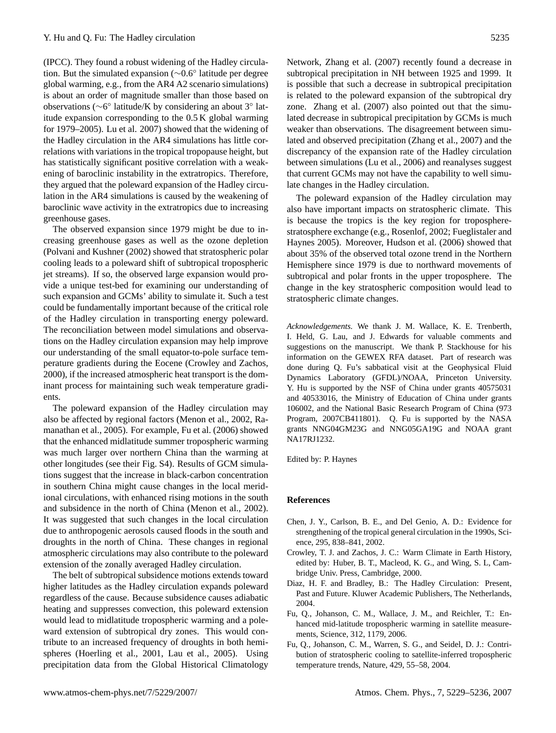(IPCC). They found a robust widening of the Hadley circulation. But the simulated expansion (∼0.6° latitude per degree global warming, e.g., from the AR4 A2 scenario simulations) is about an order of magnitude smaller than those based on observations (∼6° latitude/K by considering an about 3° latitude expansion corresponding to the 0.5 K global warming for 1979–2005). Lu et al. 2007) showed that the widening of the Hadley circulation in the AR4 simulations has little correlations with variations in the tropical tropopause height, but has statistically significant positive correlation with a weakening of baroclinic instability in the extratropics. Therefore, they argued that the poleward expansion of the Hadley circulation in the AR4 simulations is caused by the weakening of baroclinic wave activity in the extratropics due to increasing greenhouse gases.

The observed expansion since 1979 might be due to increasing greenhouse gases as well as the ozone depletion (Polvani and Kushner (2002) showed that stratospheric polar cooling leads to a poleward shift of subtropical tropospheric jet streams). If so, the observed large expansion would provide a unique test-bed for examining our understanding of such expansion and GCMs' ability to simulate it. Such a test could be fundamentally important because of the critical role of the Hadley circulation in transporting energy poleward. The reconciliation between model simulations and observations on the Hadley circulation expansion may help improve our understanding of the small equator-to-pole surface temperature gradients during the Eocene (Crowley and Zachos, 2000), if the increased atmospheric heat transport is the dominant process for maintaining such weak temperature gradients.

The poleward expansion of the Hadley circulation may also be affected by regional factors (Menon et al., 2002, Ramanathan et al., 2005). For example, Fu et al. (2006) showed that the enhanced midlatitude summer tropospheric warming was much larger over northern China than the warming at other longitudes (see their Fig. S4). Results of GCM simulations suggest that the increase in black-carbon concentration in southern China might cause changes in the local meridional circulations, with enhanced rising motions in the south and subsidence in the north of China (Menon et al., 2002). It was suggested that such changes in the local circulation due to anthropogenic aerosols caused floods in the south and droughts in the north of China. These changes in regional atmospheric circulations may also contribute to the poleward extension of the zonally averaged Hadley circulation.

The belt of subtropical subsidence motions extends toward higher latitudes as the Hadley circulation expands poleward regardless of the cause. Because subsidence causes adiabatic heating and suppresses convection, this poleward extension would lead to midlatitude tropospheric warming and a poleward extension of subtropical dry zones. This would contribute to an increased frequency of droughts in both hemispheres (Hoerling et al., 2001, Lau et al., 2005). Using precipitation data from the Global Historical Climatology Network, Zhang et al. (2007) recently found a decrease in subtropical precipitation in NH between 1925 and 1999. It is possible that such a decrease in subtropical precipitation is related to the poleward expansion of the subtropical dry zone. Zhang et al. (2007) also pointed out that the simulated decrease in subtropical precipitation by GCMs is much weaker than observations. The disagreement between simulated and observed precipitation (Zhang et al., 2007) and the discrepancy of the expansion rate of the Hadley circulation between simulations (Lu et al., 2006) and reanalyses suggest that current GCMs may not have the capability to well simulate changes in the Hadley circulation.

The poleward expansion of the Hadley circulation may also have important impacts on stratospheric climate. This is because the tropics is the key region for troposphere-stratosphere exchange (e.g., Rosenlof, 2002; Fueglistaler and Haynes 2005). Moreover, Hudson et al. (2006) showed that about 35% of the observed total ozone trend in the Northern Hemisphere since 1979 is due to northward movements of subtropical and polar fronts in the upper troposphere. The change in the key stratospheric composition would lead to stratospheric climate changes.

*Acknowledgements.* We thank J. M. Wallace, K. E. Trenberth, I. Held, G. Lau, and J. Edwards for valuable comments and suggestions on the manuscript. We thank P. Stackhouse for his information on the GEWEX RFA dataset. Part of research was done during Q. Fu's sabbatical visit at the Geophysical Fluid Dynamics Laboratory (GFDL)/NOAA, Princeton University. Y. Hu is supported by the NSF of China under grants 40575031 and 40533016, the Ministry of Education of China under grants 106002, and the National Basic Research Program of China (973 Program, 2007CB411801). Q. Fu is supported by the NASA grants NNG04GM23G and NNG05GA19G and NOAA grant NA17RJ1232.

Edited by: P. Haynes

## References

Chen, J. Y., Carlson, B. E., and Del Genio, A. D.: Evidence for strengthening of the tropical general circulation in the 1990s, Science, 295, 838–841, 2002.

Crowley, T. J. and Zachos, J. C.: Warm Climate in Earth History, edited by: Huber, B. T., Macleod, K. G., and Wing, S. L, Cambridge Univ. Press, Cambridge, 2000.

Diaz, H. F. and Bradley, B.: The Hadley Circulation: Present, Past and Future. Kluwer Academic Publishers, The Netherlands, 2004.

Fu, Q., Johanson, C. M., Wallace, J. M., and Reichler, T.: Enhanced mid-latitude tropospheric warming in satellite measurements, Science, 312, 1179, 2006.

Fu, Q., Johanson, C. M., Warren, S. G., and Seidel, D. J.: Contribution of stratospheric cooling to satellite-inferred tropospheric temperature trends, Nature, 429, 55–58, 2004.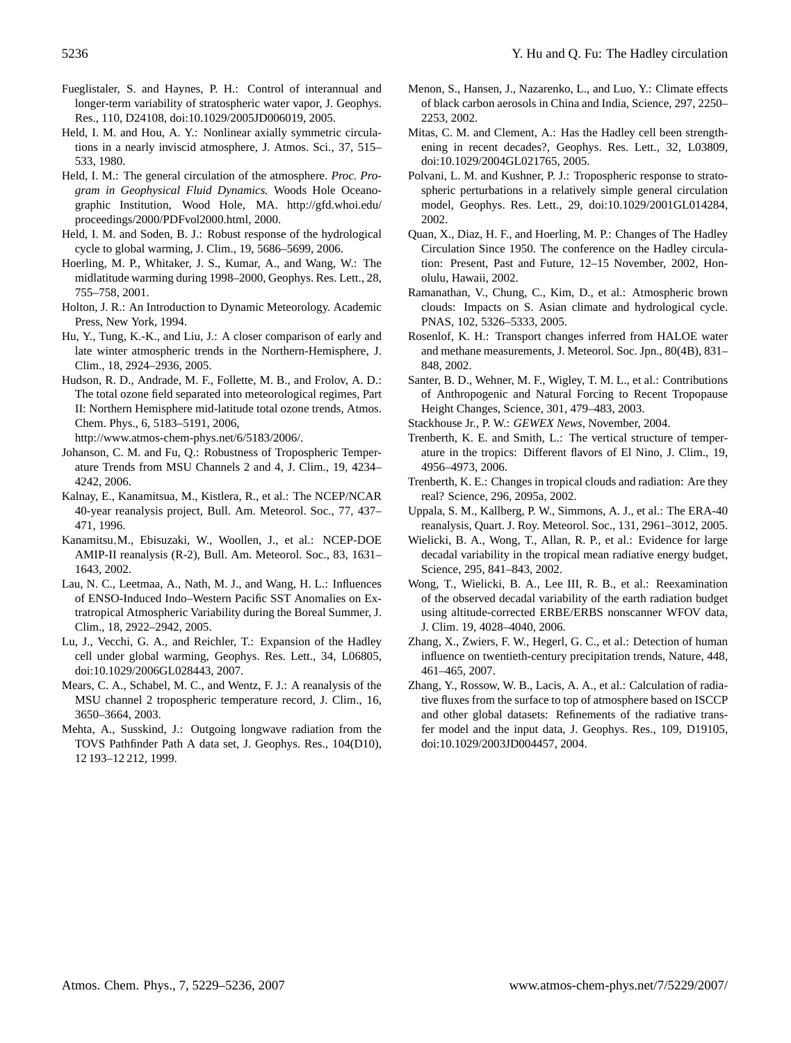Fueglistaler, S. and Haynes, P. H.: Control of interannual and longer-term variability of stratospheric water vapor, J. Geophys. Res., 110, D24108, doi:10.1029/2005JD006019, 2005.

Held, I. M. and Hou, A. Y.: Nonlinear axially symmetric circulations in a nearly inviscid atmosphere, J. Atmos. Sci., 37, 515–533, 1980.

Held, I. M.: The general circulation of the atmosphere. *Proc. Program in Geophysical Fluid Dynamics.* Woods Hole Oceanographic Institution, Wood Hole, MA. http://gfd.whoi.edu/proceedings/2000/PDFvol2000.html, 2000.

Held, I. M. and Soden, B. J.: Robust response of the hydrological cycle to global warming, J. Clim., 19, 5686–5699, 2006.

Hoerling, M. P., Whitaker, J. S., Kumar, A., and Wang, W.: The midlatitude warming during 1998–2000, Geophys. Res. Lett., 28, 755–758, 2001.

Holton, J. R.: An Introduction to Dynamic Meteorology. Academic Press, New York, 1994.

Hu, Y., Tung, K.-K., and Liu, J.: A closer comparison of early and late winter atmospheric trends in the Northern-Hemisphere, J. Clim., 18, 2924–2936, 2005.

Hudson, R. D., Andrade, M. F., Follette, M. B., and Frolov, A. D.: The total ozone field separated into meteorological regimes, Part II: Northern Hemisphere mid-latitude total ozone trends, Atmos. Chem. Phys., 6, 5183–5191, 2006, http://www.atmos-chem-phys.net/6/5183/2006/.

Johanson, C. M. and Fu, Q.: Robustness of Tropospheric Temperature Trends from MSU Channels 2 and 4, J. Clim., 19, 4234–4242, 2006.

Kalnay, E., Kanamitsua, M., Kistlera, R., et al.: The NCEP/NCAR 40-year reanalysis project, Bull. Am. Meteorol. Soc., 77, 437–471, 1996.

Kanamitsu,M., Ebisuzaki, W., Woollen, J., et al.: NCEP-DOE AMIP-II reanalysis (R-2), Bull. Am. Meteorol. Soc., 83, 1631–1643, 2002.

Lau, N. C., Leetmaa, A., Nath, M. J., and Wang, H. L.: Influences of ENSO-Induced Indo–Western Pacific SST Anomalies on Extratropical Atmospheric Variability during the Boreal Summer, J. Clim., 18, 2922–2942, 2005.

Lu, J., Vecchi, G. A., and Reichler, T.: Expansion of the Hadley cell under global warming, Geophys. Res. Lett., 34, L06805, doi:10.1029/2006GL028443, 2007.

Mears, C. A., Schabel, M. C., and Wentz, F. J.: A reanalysis of the MSU channel 2 tropospheric temperature record, J. Clim., 16, 3650–3664, 2003.

Mehta, A., Susskind, J.: Outgoing longwave radiation from the TOVS Pathfinder Path A data set, J. Geophys. Res., 104(D10), 12 193–12 212, 1999.

Menon, S., Hansen, J., Nazarenko, L., and Luo, Y.: Climate effects of black carbon aerosols in China and India, Science, 297, 2250–2253, 2002.

Mitas, C. M. and Clement, A.: Has the Hadley cell been strengthening in recent decades?, Geophys. Res. Lett., 32, L03809, doi:10.1029/2004GL021765, 2005.

Polvani, L. M. and Kushner, P. J.: Tropospheric response to stratospheric perturbations in a relatively simple general circulation model, Geophys. Res. Lett., 29, doi:10.1029/2001GL014284, 2002.

Quan, X., Diaz, H. F., and Hoerling, M. P.: Changes of The Hadley Circulation Since 1950. The conference on the Hadley circulation: Present, Past and Future, 12–15 November, 2002, Honolulu, Hawaii, 2002.

Ramanathan, V., Chung, C., Kim, D., et al.: Atmospheric brown clouds: Impacts on S. Asian climate and hydrological cycle. PNAS, 102, 5326–5333, 2005.

Rosenlof, K. H.: Transport changes inferred from HALOE water and methane measurements, J. Meteorol. Soc. Jpn., 80(4B), 831–848, 2002.

Santer, B. D., Wehner, M. F., Wigley, T. M. L., et al.: Contributions of Anthropogenic and Natural Forcing to Recent Tropopause Height Changes, Science, 301, 479–483, 2003.

Stackhouse Jr., P. W.: *GEWEX News*, November, 2004.

Trenberth, K. E. and Smith, L.: The vertical structure of temperature in the tropics: Different flavors of El Nino, J. Clim., 19, 4956–4973, 2006.

Trenberth, K. E.: Changes in tropical clouds and radiation: Are they real? Science, 296, 2095a, 2002.

Uppala, S. M., Kallberg, P. W., Simmons, A. J., et al.: The ERA-40 reanalysis, Quart. J. Roy. Meteorol. Soc., 131, 2961–3012, 2005.

Wielicki, B. A., Wong, T., Allan, R. P., et al.: Evidence for large decadal variability in the tropical mean radiative energy budget, Science, 295, 841–843, 2002.

Wong, T., Wielicki, B. A., Lee III, R. B., et al.: Reexamination of the observed decadal variability of the earth radiation budget using altitude-corrected ERBE/ERBS nonscanner WFOV data, J. Clim. 19, 4028–4040, 2006.

Zhang, X., Zwiers, F. W., Hegerl, G. C., et al.: Detection of human influence on twentieth-century precipitation trends, Nature, 448, 461–465, 2007.

Zhang, Y., Rossow, W. B., Lacis, A. A., et al.: Calculation of radiative fluxes from the surface to top of atmosphere based on ISCCP and other global datasets: Refinements of the radiative transfer model and the input data, J. Geophys. Res., 109, D19105, doi:10.1029/2003JD004457, 2004.